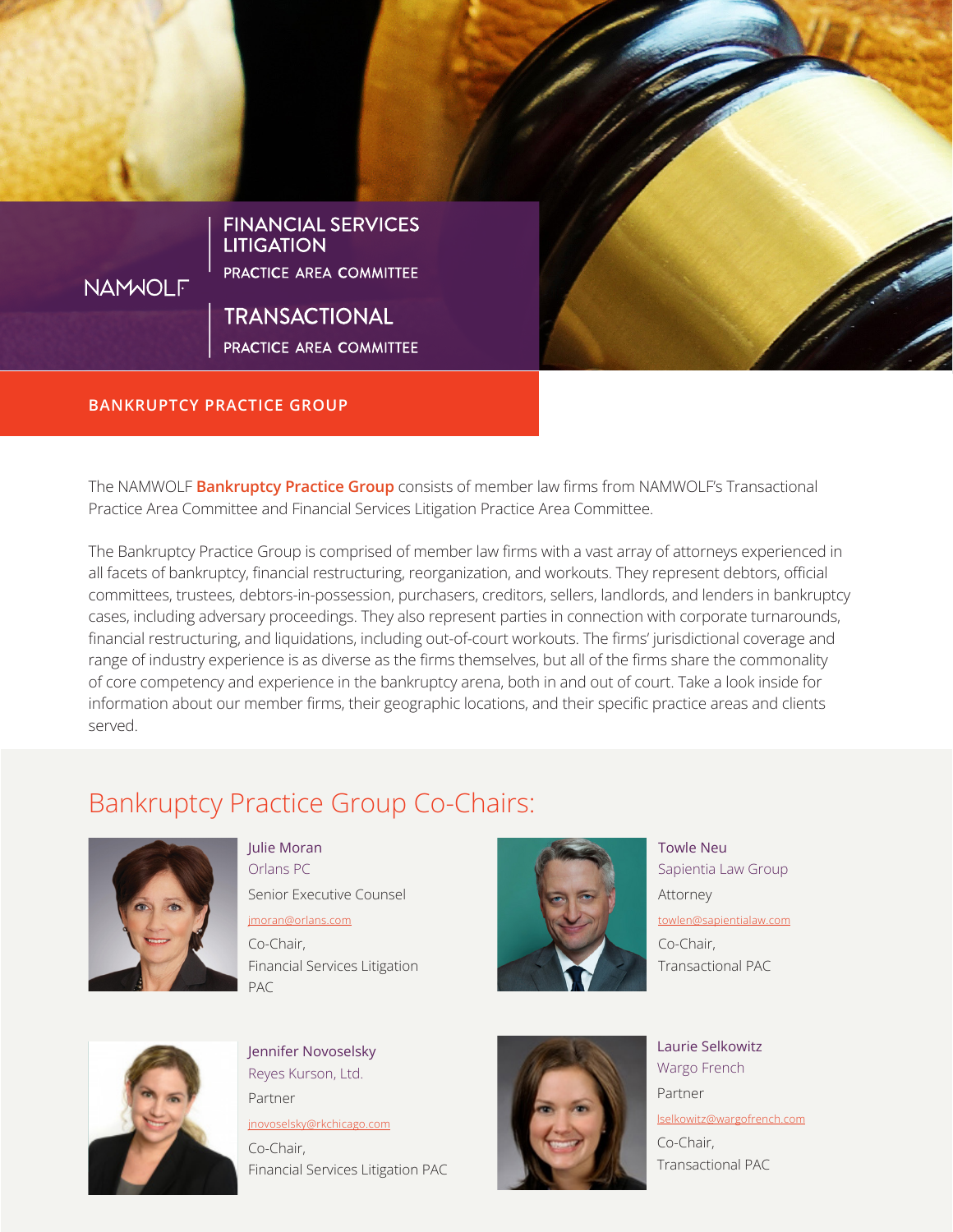NAMWOLF

# FINANCIAL SERVICES LITIGATION
PRACTICE AREA COMMITTEE

# TRANSACTIONAL
PRACTICE AREA COMMITTEE

## BANKRUPTCY PRACTICE GROUP

The NAMWOLF **Bankruptcy Practice Group** consists of member law firms from NAMWOLF's Transactional Practice Area Committee and Financial Services Litigation Practice Area Committee.

The Bankruptcy Practice Group is comprised of member law firms with a vast array of attorneys experienced in all facets of bankruptcy, financial restructuring, reorganization, and workouts. They represent debtors, official committees, trustees, debtors-in-possession, purchasers, creditors, sellers, landlords, and lenders in bankruptcy cases, including adversary proceedings. They also represent parties in connection with corporate turnarounds, financial restructuring, and liquidations, including out-of-court workouts. The firms' jurisdictional coverage and range of industry experience is as diverse as the firms themselves, but all of the firms share the commonality of core competency and experience in the bankruptcy arena, both in and out of court. Take a look inside for information about our member firms, their geographic locations, and their specific practice areas and clients served.

## Bankruptcy Practice Group Co-Chairs:

Julie Moran
Orlans PC
Senior Executive Counsel
jmoran@orlans.com
Co-Chair,
Financial Services Litigation PAC

Towle Neu
Sapientia Law Group
Attorney
towlen@sapientialaw.com
Co-Chair,
Transactional PAC

Jennifer Novoselsky
Reyes Kurson, Ltd.
Partner
jnovoselsky@rkchicago.com
Co-Chair,
Financial Services Litigation PAC

Laurie Selkowitz
Wargo French
Partner
lselkowitz@wargofrench.com
Co-Chair,
Transactional PAC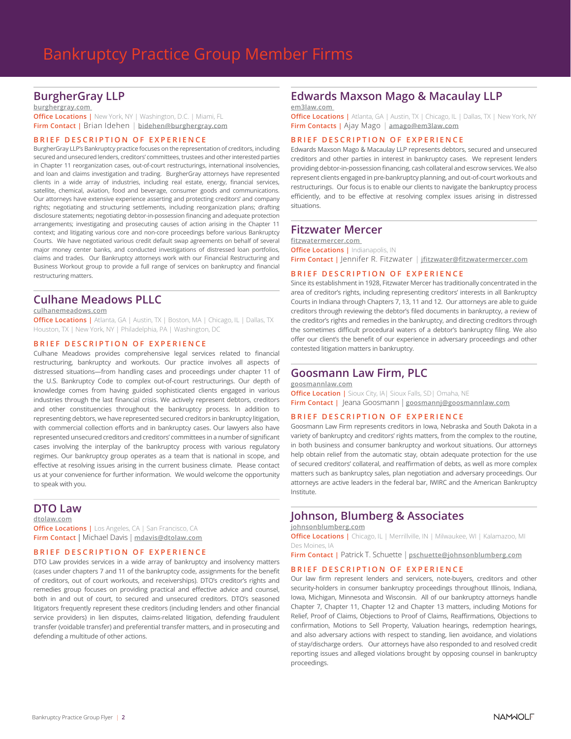# Bankruptcy Practice Group Member Firms

## BurgherGray LLP

burghergray.com

**Office Locations** | New York, NY | Washington, D.C. | Miami, FL

**Firm Contact** | Brian Idehen | bidehen@burghergray.com

### BRIEF DESCRIPTION OF EXPERIENCE

BurgherGray LLP's Bankruptcy practice focuses on the representation of creditors, including secured and unsecured lenders, creditors' committees, trustees and other interested parties in Chapter 11 reorganization cases, out-of-court restructurings, international insolvencies, and loan and claims investigation and trading. BurgherGray attorneys have represented clients in a wide array of industries, including real estate, energy, financial services, satellite, chemical, aviation, food and beverage, consumer goods and communications. Our attorneys have extensive experience asserting and protecting creditors' and company rights; negotiating and structuring settlements, including reorganization plans; drafting disclosure statements; negotiating debtor-in-possession financing and adequate protection arrangements; investigating and prosecuting causes of action arising in the Chapter 11 context; and litigating various core and non-core proceedings before various Bankruptcy Courts. We have negotiated various credit default swap agreements on behalf of several major money center banks, and conducted investigations of distressed loan portfolios, claims and trades. Our Bankruptcy attorneys work with our Financial Restructuring and Business Workout group to provide a full range of services on bankruptcy and financial restructuring matters.

## Culhane Meadows PLLC

culhanemeadows.com

**Office Locations** | Atlanta, GA | Austin, TX | Boston, MA | Chicago, IL | Dallas, TX Houston, TX | New York, NY | Philadelphia, PA | Washington, DC

### BRIEF DESCRIPTION OF EXPERIENCE

Culhane Meadows provides comprehensive legal services related to financial restructuring, bankruptcy and workouts. Our practice involves all aspects of distressed situations—from handling cases and proceedings under chapter 11 of the U.S. Bankruptcy Code to complex out-of-court restructurings. Our depth of knowledge comes from having guided sophisticated clients engaged in various industries through the last financial crisis. We actively represent debtors, creditors and other constituencies throughout the bankruptcy process. In addition to representing debtors, we have represented secured creditors in bankruptcy litigation, with commercial collection efforts and in bankruptcy cases. Our lawyers also have represented unsecured creditors and creditors' committees in a number of significant cases involving the interplay of the bankruptcy process with various regulatory regimes. Our bankruptcy group operates as a team that is national in scope, and effective at resolving issues arising in the current business climate. Please contact us at your convenience for further information. We would welcome the opportunity to speak with you.

## DTO Law

dtolaw.com

**Office Locations** | Los Angeles, CA | San Francisco, CA

**Firm Contact** | Michael Davis | mdavis@dtolaw.com

### BRIEF DESCRIPTION OF EXPERIENCE

DTO Law provides services in a wide array of bankruptcy and insolvency matters (cases under chapters 7 and 11 of the bankruptcy code, assignments for the benefit of creditors, out of court workouts, and receiverships). DTO's creditor's rights and remedies group focuses on providing practical and effective advice and counsel, both in and out of court, to secured and unsecured creditors. DTO's seasoned litigators frequently represent these creditors (including lenders and other financial service providers) in lien disputes, claims-related litigation, defending fraudulent transfer (voidable transfer) and preferential transfer matters, and in prosecuting and defending a multitude of other actions.

## Edwards Maxson Mago & Macaulay LLP

em3law.com

**Office Locations** | Atlanta, GA | Austin, TX | Chicago, IL | Dallas, TX | New York, NY

**Firm Contacts** | Ajay Mago | amago@em3law.com

### BRIEF DESCRIPTION OF EXPERIENCE

Edwards Maxson Mago & Macaulay LLP represents debtors, secured and unsecured creditors and other parties in interest in bankruptcy cases. We represent lenders providing debtor-in-possession financing, cash collateral and escrow services. We also represent clients engaged in pre-bankruptcy planning, and out-of-court workouts and restructurings. Our focus is to enable our clients to navigate the bankruptcy process efficiently, and to be effective at resolving complex issues arising in distressed situations.

## Fitzwater Mercer

fitzwatermercer.com

**Office Locations** | Indianapolis, IN

**Firm Contact** | Jennifer R. Fitzwater | jfitzwater@fitzwatermercer.com

### BRIEF DESCRIPTION OF EXPERIENCE

Since its establishment in 1928, Fitzwater Mercer has traditionally concentrated in the area of creditor's rights, including representing creditors' interests in all Bankruptcy Courts in Indiana through Chapters 7, 13, 11 and 12. Our attorneys are able to guide creditors through reviewing the debtor's filed documents in bankruptcy, a review of the creditor's rights and remedies in the bankruptcy, and directing creditors through the sometimes difficult procedural waters of a debtor's bankruptcy filing. We also offer our client's the benefit of our experience in adversary proceedings and other contested litigation matters in bankruptcy.

## Goosmann Law Firm, PLC

goosmannlaw.com

**Office Location** | Sioux City, IA| Sioux Falls, SD| Omaha, NE

**Firm Contact** | Jeana Goosmann | goosmannj@goosmannlaw.com

### BRIEF DESCRIPTION OF EXPERIENCE

Goosmann Law Firm represents creditors in Iowa, Nebraska and South Dakota in a variety of bankruptcy and creditors' rights matters, from the complex to the routine, in both business and consumer bankruptcy and workout situations. Our attorneys help obtain relief from the automatic stay, obtain adequate protection for the use of secured creditors' collateral, and reaffirmation of debts, as well as more complex matters such as bankruptcy sales, plan negotiation and adversary proceedings. Our attorneys are active leaders in the federal bar, IWIRC and the American Bankruptcy Institute.

## Johnson, Blumberg & Associates

johnsonblumberg.com

**Office Locations** | Chicago, IL | Merrillville, IN | Milwaukee, WI | Kalamazoo, MI Des Moines, IA

**Firm Contact** | Patrick T. Schuette | pschuette@johnsonblumberg.com

### BRIEF DESCRIPTION OF EXPERIENCE

Our law firm represent lenders and servicers, note-buyers, creditors and other security-holders in consumer bankruptcy proceedings throughout Illinois, Indiana, Iowa, Michigan, Minnesota and Wisconsin. All of our bankruptcy attorneys handle Chapter 7, Chapter 11, Chapter 12 and Chapter 13 matters, including Motions for Relief, Proof of Claims, Objections to Proof of Claims, Reaffirmations, Objections to confirmation, Motions to Sell Property, Valuation hearings, redemption hearings, and also adversary actions with respect to standing, lien avoidance, and violations of stay/discharge orders. Our attorneys have also responded to and resolved credit reporting issues and alleged violations brought by opposing counsel in bankruptcy proceedings.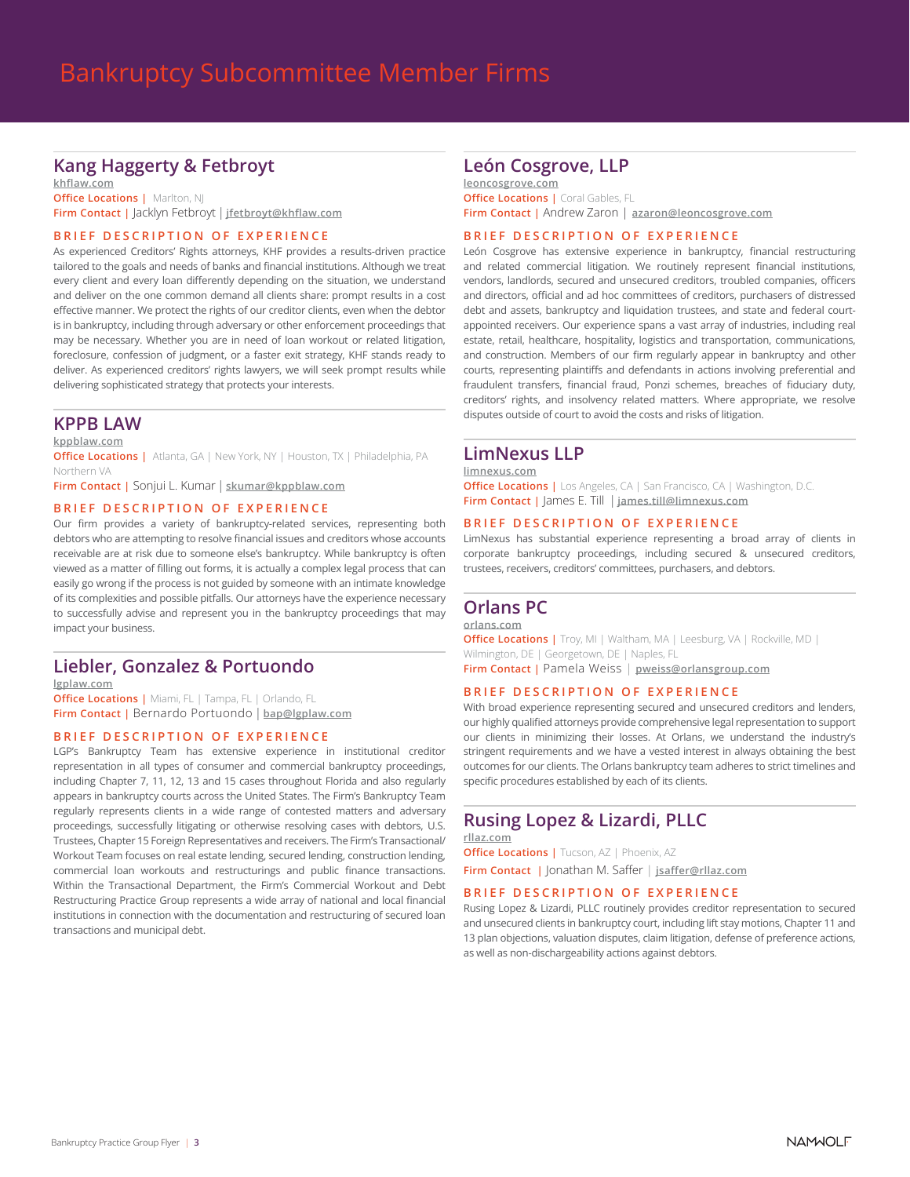# Bankruptcy Subcommittee Member Firms

## Kang Haggerty & Fetbroyt

khflaw.com

**Office Locations** | Marlton, NJ

**Firm Contact** | Jacklyn Fetbroyt | jfetbroyt@khflaw.com

### BRIEF DESCRIPTION OF EXPERIENCE

As experienced Creditors' Rights attorneys, KHF provides a results-driven practice tailored to the goals and needs of banks and financial institutions. Although we treat every client and every loan differently depending on the situation, we understand and deliver on the one common demand all clients share: prompt results in a cost effective manner. We protect the rights of our creditor clients, even when the debtor is in bankruptcy, including through adversary or other enforcement proceedings that may be necessary. Whether you are in need of loan workout or related litigation, foreclosure, confession of judgment, or a faster exit strategy, KHF stands ready to deliver. As experienced creditors' rights lawyers, we will seek prompt results while delivering sophisticated strategy that protects your interests.

## KPPB LAW

kppblaw.com

**Office Locations** | Atlanta, GA | New York, NY | Houston, TX | Philadelphia, PA Northern VA

**Firm Contact** | Sonjui L. Kumar | skumar@kppblaw.com

### BRIEF DESCRIPTION OF EXPERIENCE

Our firm provides a variety of bankruptcy-related services, representing both debtors who are attempting to resolve financial issues and creditors whose accounts receivable are at risk due to someone else's bankruptcy. While bankruptcy is often viewed as a matter of filling out forms, it is actually a complex legal process that can easily go wrong if the process is not guided by someone with an intimate knowledge of its complexities and possible pitfalls. Our attorneys have the experience necessary to successfully advise and represent you in the bankruptcy proceedings that may impact your business.

## Liebler, Gonzalez & Portuondo

lgplaw.com

**Office Locations** | Miami, FL | Tampa, FL | Orlando, FL

**Firm Contact** | Bernardo Portuondo | bap@lgplaw.com

### BRIEF DESCRIPTION OF EXPERIENCE

LGP's Bankruptcy Team has extensive experience in institutional creditor representation in all types of consumer and commercial bankruptcy proceedings, including Chapter 7, 11, 12, 13 and 15 cases throughout Florida and also regularly appears in bankruptcy courts across the United States. The Firm's Bankruptcy Team regularly represents clients in a wide range of contested matters and adversary proceedings, successfully litigating or otherwise resolving cases with debtors, U.S. Trustees, Chapter 15 Foreign Representatives and receivers. The Firm's Transactional/ Workout Team focuses on real estate lending, secured lending, construction lending, commercial loan workouts and restructurings and public finance transactions. Within the Transactional Department, the Firm's Commercial Workout and Debt Restructuring Practice Group represents a wide array of national and local financial institutions in connection with the documentation and restructuring of secured loan transactions and municipal debt.

## León Cosgrove, LLP

leoncosgrove.com

**Office Locations** | Coral Gables, FL

**Firm Contact** | Andrew Zaron | azaron@leoncosgrove.com

### BRIEF DESCRIPTION OF EXPERIENCE

León Cosgrove has extensive experience in bankruptcy, financial restructuring and related commercial litigation. We routinely represent financial institutions, vendors, landlords, secured and unsecured creditors, troubled companies, officers and directors, official and ad hoc committees of creditors, purchasers of distressed debt and assets, bankruptcy and liquidation trustees, and state and federal court-appointed receivers. Our experience spans a vast array of industries, including real estate, retail, healthcare, hospitality, logistics and transportation, communications, and construction. Members of our firm regularly appear in bankruptcy and other courts, representing plaintiffs and defendants in actions involving preferential and fraudulent transfers, financial fraud, Ponzi schemes, breaches of fiduciary duty, creditors' rights, and insolvency related matters. Where appropriate, we resolve disputes outside of court to avoid the costs and risks of litigation.

## LimNexus LLP

limnexus.com

**Office Locations** | Los Angeles, CA | San Francisco, CA | Washington, D.C.

**Firm Contact** | James E. Till | james.till@limnexus.com

### BRIEF DESCRIPTION OF EXPERIENCE

LimNexus has substantial experience representing a broad array of clients in corporate bankruptcy proceedings, including secured & unsecured creditors, trustees, receivers, creditors' committees, purchasers, and debtors.

## Orlans PC

orlans.com

**Office Locations** | Troy, MI | Waltham, MA | Leesburg, VA | Rockville, MD | Wilmington, DE | Georgetown, DE | Naples, FL

**Firm Contact** | Pamela Weiss | pweiss@orlansgroup.com

### BRIEF DESCRIPTION OF EXPERIENCE

With broad experience representing secured and unsecured creditors and lenders, our highly qualified attorneys provide comprehensive legal representation to support our clients in minimizing their losses. At Orlans, we understand the industry's stringent requirements and we have a vested interest in always obtaining the best outcomes for our clients. The Orlans bankruptcy team adheres to strict timelines and specific procedures established by each of its clients.

## Rusing Lopez & Lizardi, PLLC

rllaz.com

**Office Locations** | Tucson, AZ | Phoenix, AZ

**Firm Contact** | Jonathan M. Saffer | jsaffer@rllaz.com

### BRIEF DESCRIPTION OF EXPERIENCE

Rusing Lopez & Lizardi, PLLC routinely provides creditor representation to secured and unsecured clients in bankruptcy court, including lift stay motions, Chapter 11 and 13 plan objections, valuation disputes, claim litigation, defense of preference actions, as well as non-dischargeability actions against debtors.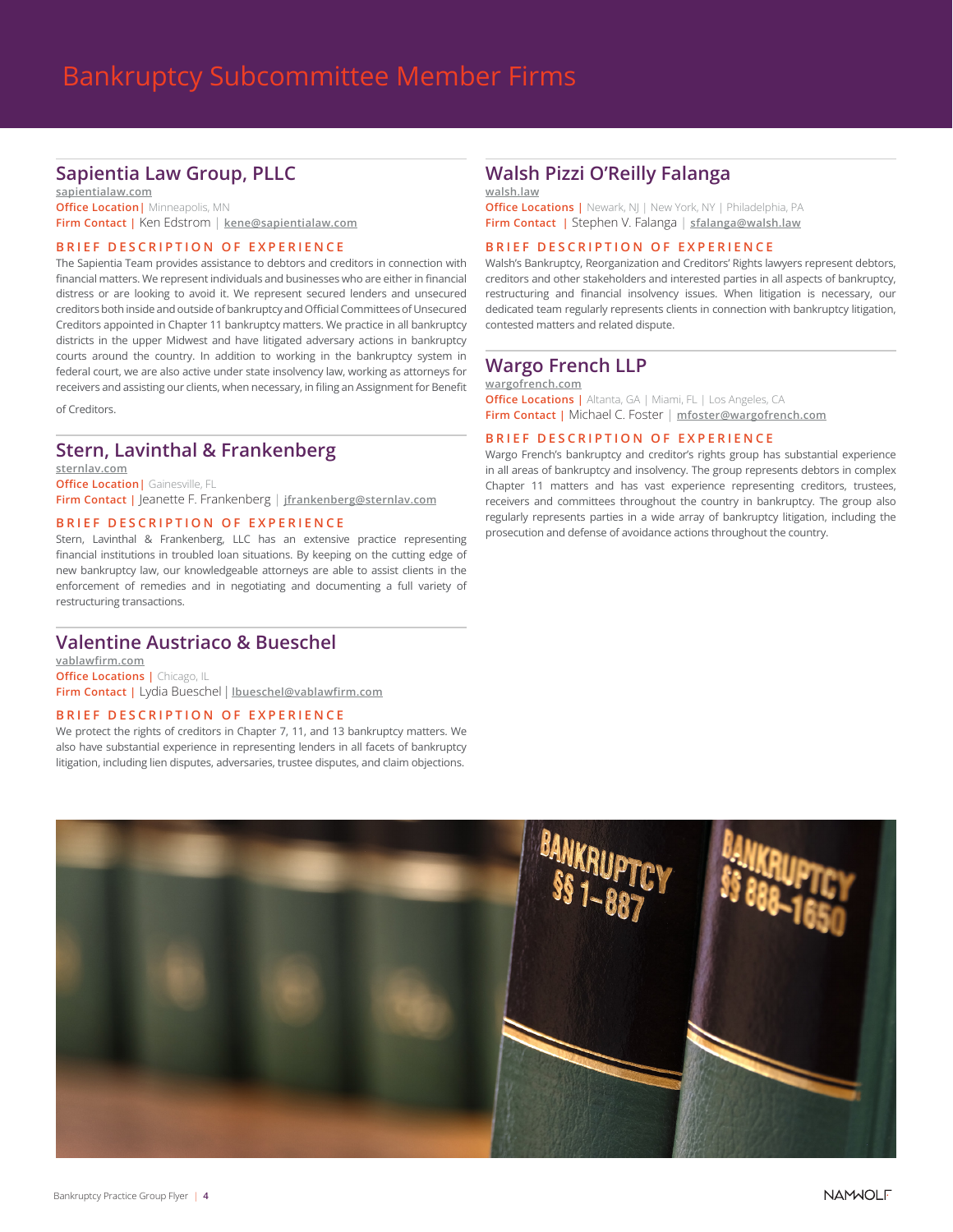# Bankruptcy Subcommittee Member Firms

## Sapientia Law Group, PLLC

sapientialaw.com

**Office Location** | Minneapolis, MN

**Firm Contact** | Ken Edstrom | kene@sapientialaw.com

### BRIEF DESCRIPTION OF EXPERIENCE

The Sapientia Team provides assistance to debtors and creditors in connection with financial matters. We represent individuals and businesses who are either in financial distress or are looking to avoid it. We represent secured lenders and unsecured creditors both inside and outside of bankruptcy and Official Committees of Unsecured Creditors appointed in Chapter 11 bankruptcy matters. We practice in all bankruptcy districts in the upper Midwest and have litigated adversary actions in bankruptcy courts around the country. In addition to working in the bankruptcy system in federal court, we are also active under state insolvency law, working as attorneys for receivers and assisting our clients, when necessary, in filing an Assignment for Benefit of Creditors.

## Stern, Lavinthal & Frankenberg

sternlav.com

**Office Location** | Gainesville, FL

**Firm Contact** | Jeanette F. Frankenberg | jfrankenberg@sternlav.com

### BRIEF DESCRIPTION OF EXPERIENCE

Stern, Lavinthal & Frankenberg, LLC has an extensive practice representing financial institutions in troubled loan situations. By keeping on the cutting edge of new bankruptcy law, our knowledgeable attorneys are able to assist clients in the enforcement of remedies and in negotiating and documenting a full variety of restructuring transactions.

## Valentine Austriaco & Bueschel

vablawfirm.com

**Office Locations** | Chicago, IL

**Firm Contact** | Lydia Bueschel | lbueschel@vablawfirm.com

### BRIEF DESCRIPTION OF EXPERIENCE

We protect the rights of creditors in Chapter 7, 11, and 13 bankruptcy matters. We also have substantial experience in representing lenders in all facets of bankruptcy litigation, including lien disputes, adversaries, trustee disputes, and claim objections.

## Walsh Pizzi O'Reilly Falanga

walsh.law

**Office Locations** | Newark, NJ | New York, NY | Philadelphia, PA

**Firm Contact** | Stephen V. Falanga | sfalanga@walsh.law

### BRIEF DESCRIPTION OF EXPERIENCE

Walsh's Bankruptcy, Reorganization and Creditors' Rights lawyers represent debtors, creditors and other stakeholders and interested parties in all aspects of bankruptcy, restructuring and financial insolvency issues. When litigation is necessary, our dedicated team regularly represents clients in connection with bankruptcy litigation, contested matters and related dispute.

## Wargo French LLP

wargofrench.com

**Office Locations** | Altanta, GA | Miami, FL | Los Angeles, CA

**Firm Contact** | Michael C. Foster | mfoster@wargofrench.com

### BRIEF DESCRIPTION OF EXPERIENCE

Wargo French's bankruptcy and creditor's rights group has substantial experience in all areas of bankruptcy and insolvency. The group represents debtors in complex Chapter 11 matters and has vast experience representing creditors, trustees, receivers and committees throughout the country in bankruptcy. The group also regularly represents parties in a wide array of bankruptcy litigation, including the prosecution and defense of avoidance actions throughout the country.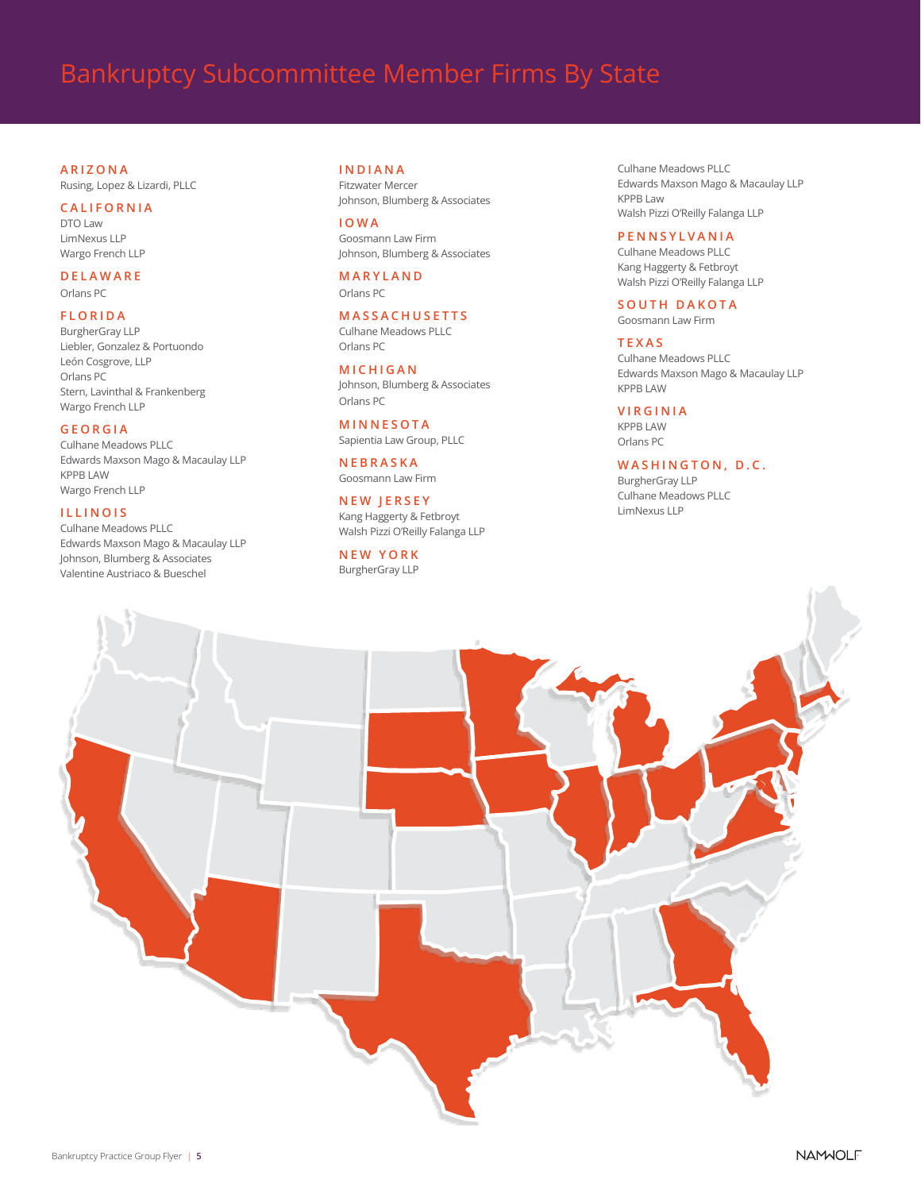# Bankruptcy Subcommittee Member Firms By State

### ARIZONA
Rusing, Lopez & Lizardi, PLLC

### CALIFORNIA
DTO Law
LimNexus LLP
Wargo French LLP

### DELAWARE
Orlans PC

### FLORIDA
BurgherGray LLP
Liebler, Gonzalez & Portuondo
León Cosgrove, LLP
Orlans PC
Stern, Lavinthal & Frankenberg
Wargo French LLP

### GEORGIA
Culhane Meadows PLLC
Edwards Maxson Mago & Macaulay LLP
KPPB LAW
Wargo French LLP

### ILLINOIS
Culhane Meadows PLLC
Edwards Maxson Mago & Macaulay LLP
Johnson, Blumberg & Associates
Valentine Austriaco & Bueschel

### INDIANA
Fitzwater Mercer
Johnson, Blumberg & Associates

### IOWA
Goosmann Law Firm
Johnson, Blumberg & Associates

### MARYLAND
Orlans PC

### MASSACHUSETTS
Culhane Meadows PLLC
Orlans PC

### MICHIGAN
Johnson, Blumberg & Associates
Orlans PC

### MINNESOTA
Sapientia Law Group, PLLC

### NEBRASKA
Goosmann Law Firm

### NEW JERSEY
Kang Haggerty & Fetbroyt
Walsh Pizzi O'Reilly Falanga LLP

### NEW YORK
BurgherGray LLP
Culhane Meadows PLLC
Edwards Maxson Mago & Macaulay LLP
KPPB Law
Walsh Pizzi O'Reilly Falanga LLP

### PENNSYLVANIA
Culhane Meadows PLLC
Kang Haggerty & Fetbroyt
Walsh Pizzi O'Reilly Falanga LLP

### SOUTH DAKOTA
Goosmann Law Firm

### TEXAS
Culhane Meadows PLLC
Edwards Maxson Mago & Macaulay LLP
KPPB LAW

### VIRGINIA
KPPB LAW
Orlans PC

### WASHINGTON, D.C.
BurgherGray LLP
Culhane Meadows PLLC
LimNexus LLP